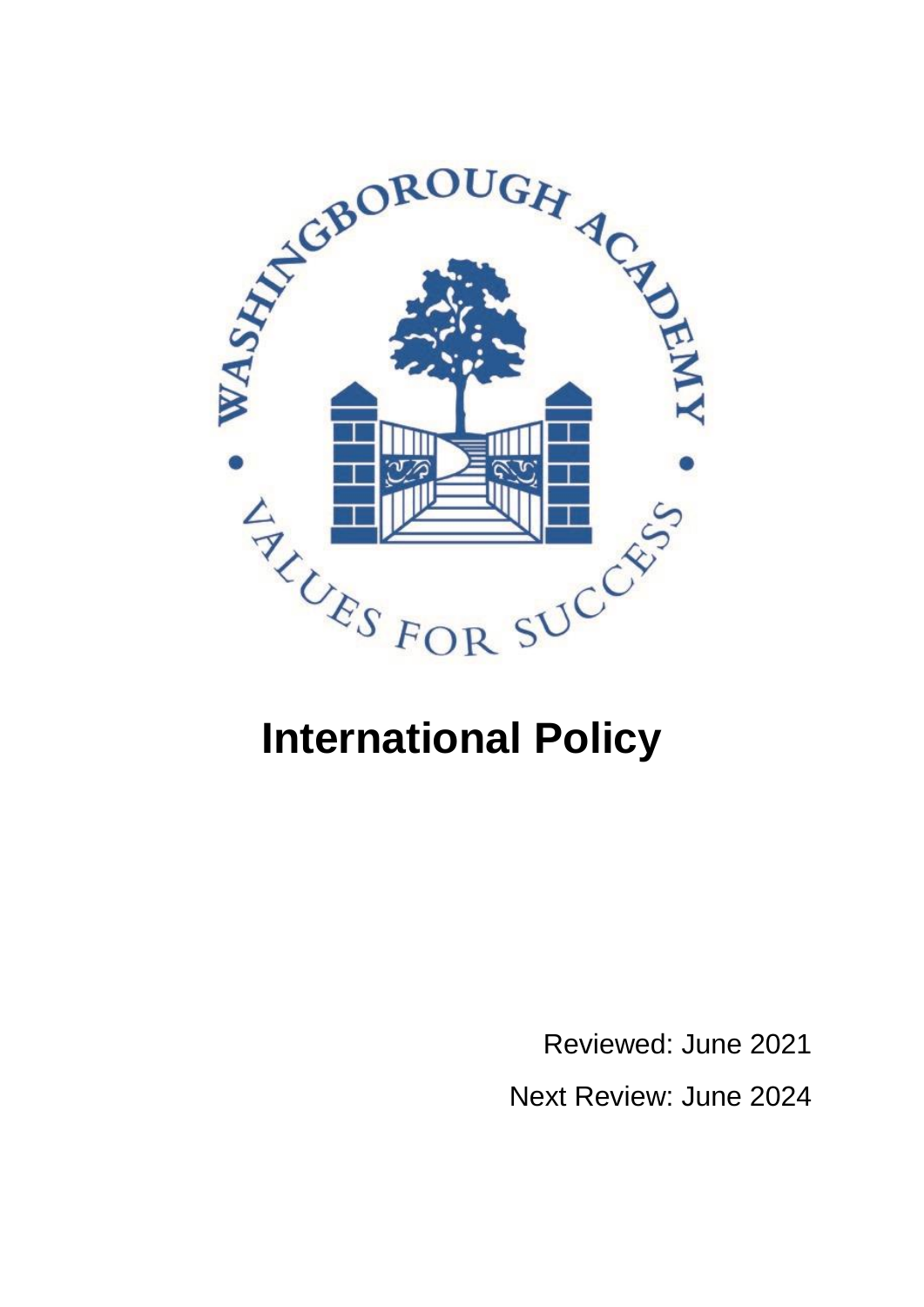WASHINGBOROUGH ACADEMY

VALUES FOR SUCCESS

# International Policy

Reviewed: June 2021

Next Review: June 2024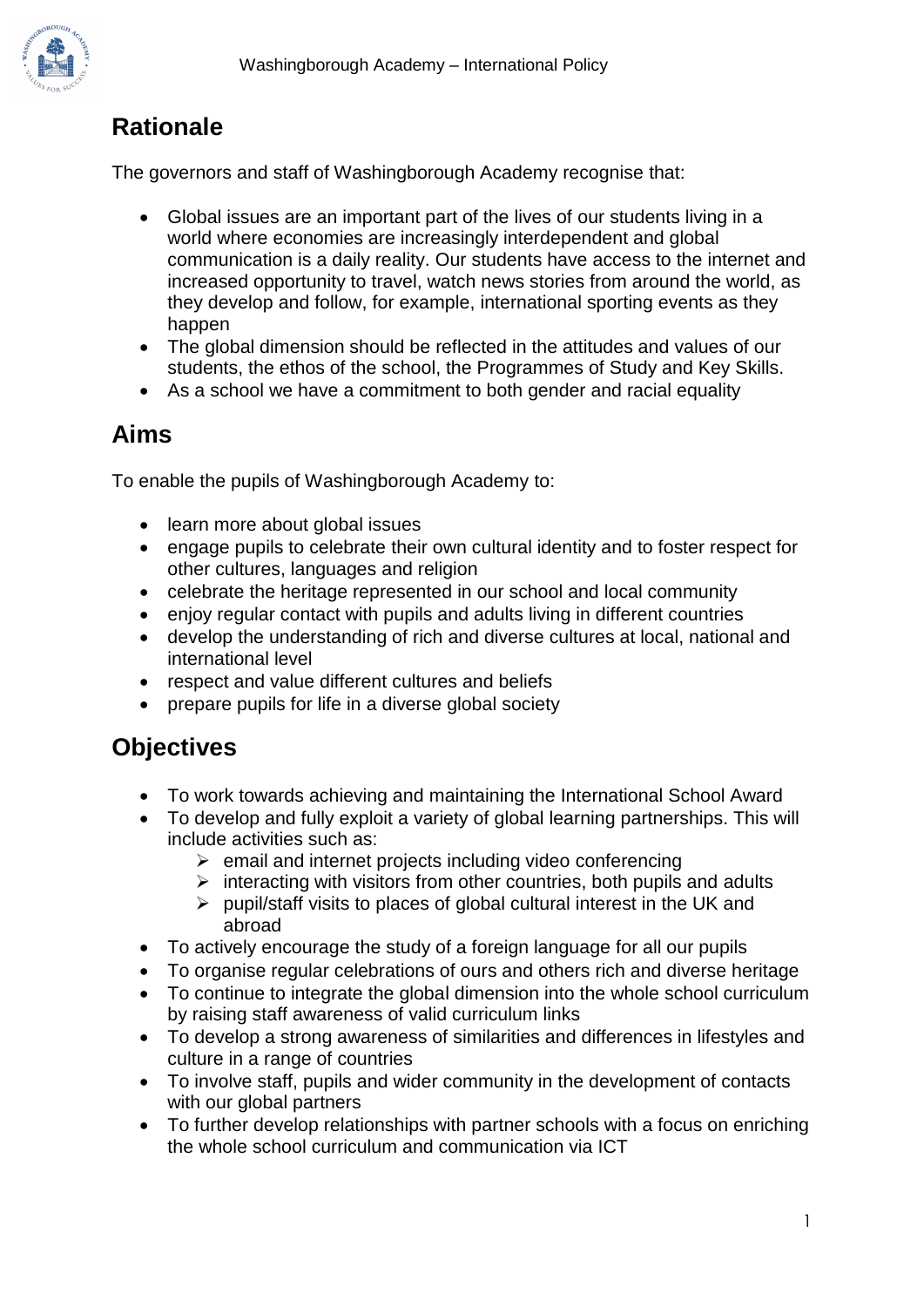## Rationale

The governors and staff of Washingborough Academy recognise that:

- Global issues are an important part of the lives of our students living in a world where economies are increasingly interdependent and global communication is a daily reality. Our students have access to the internet and increased opportunity to travel, watch news stories from around the world, as they develop and follow, for example, international sporting events as they happen
- The global dimension should be reflected in the attitudes and values of our students, the ethos of the school, the Programmes of Study and Key Skills.
- As a school we have a commitment to both gender and racial equality

## Aims

To enable the pupils of Washingborough Academy to:

- learn more about global issues
- engage pupils to celebrate their own cultural identity and to foster respect for other cultures, languages and religion
- celebrate the heritage represented in our school and local community
- enjoy regular contact with pupils and adults living in different countries
- develop the understanding of rich and diverse cultures at local, national and international level
- respect and value different cultures and beliefs
- prepare pupils for life in a diverse global society

## Objectives

- To work towards achieving and maintaining the International School Award
- To develop and fully exploit a variety of global learning partnerships. This will include activities such as:
  - email and internet projects including video conferencing
  - interacting with visitors from other countries, both pupils and adults
  - pupil/staff visits to places of global cultural interest in the UK and abroad
- To actively encourage the study of a foreign language for all our pupils
- To organise regular celebrations of ours and others rich and diverse heritage
- To continue to integrate the global dimension into the whole school curriculum by raising staff awareness of valid curriculum links
- To develop a strong awareness of similarities and differences in lifestyles and culture in a range of countries
- To involve staff, pupils and wider community in the development of contacts with our global partners
- To further develop relationships with partner schools with a focus on enriching the whole school curriculum and communication via ICT